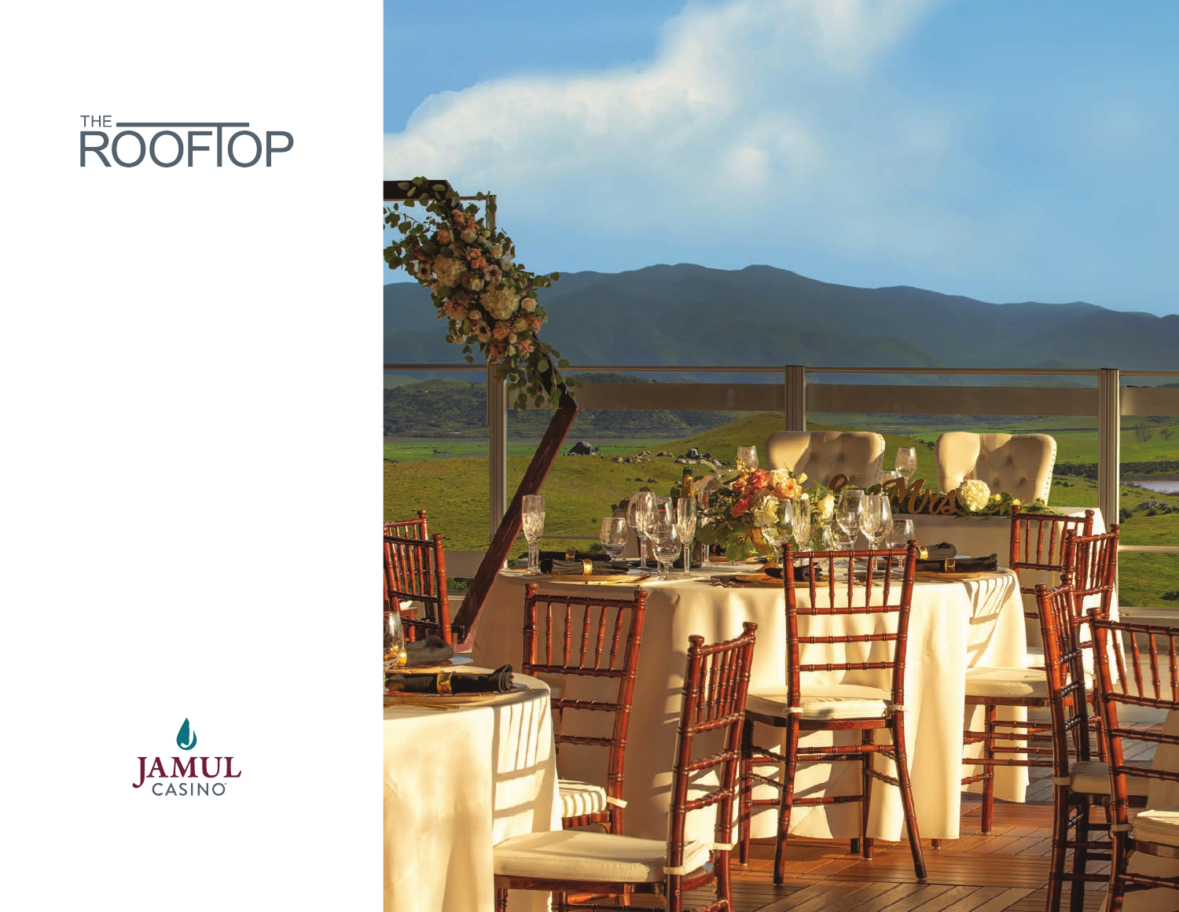# THE ROOFTOP

JAMUL CASINO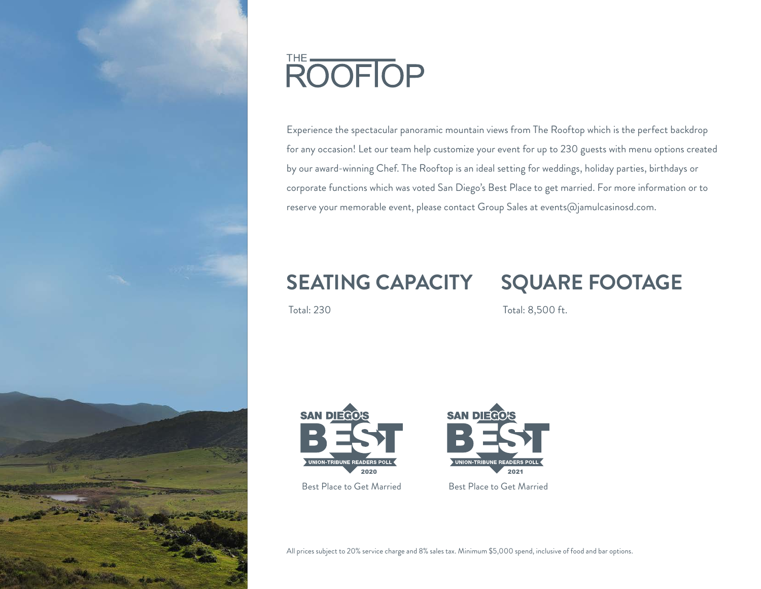# THE ROOFTOP

Experience the spectacular panoramic mountain views from The Rooftop which is the perfect backdrop for any occasion! Let our team help customize your event for up to 230 guests with menu options created by our award-winning Chef. The Rooftop is an ideal setting for weddings, holiday parties, birthdays or corporate functions which was voted San Diego's Best Place to get married. For more information or to reserve your memorable event, please contact Group Sales at events@jamulcasinosd.com.

## SEATING CAPACITY

Total: 230

## SQUARE FOOTAGE

Total: 8,500 ft.

SAN DIEGO'S BEST – UNION-TRIBUNE READERS POLL 2020

Best Place to Get Married

SAN DIEGO'S BEST – UNION-TRIBUNE READERS POLL 2021

Best Place to Get Married

All prices subject to 20% service charge and 8% sales tax. Minimum $5,000 spend, inclusive of food and bar options.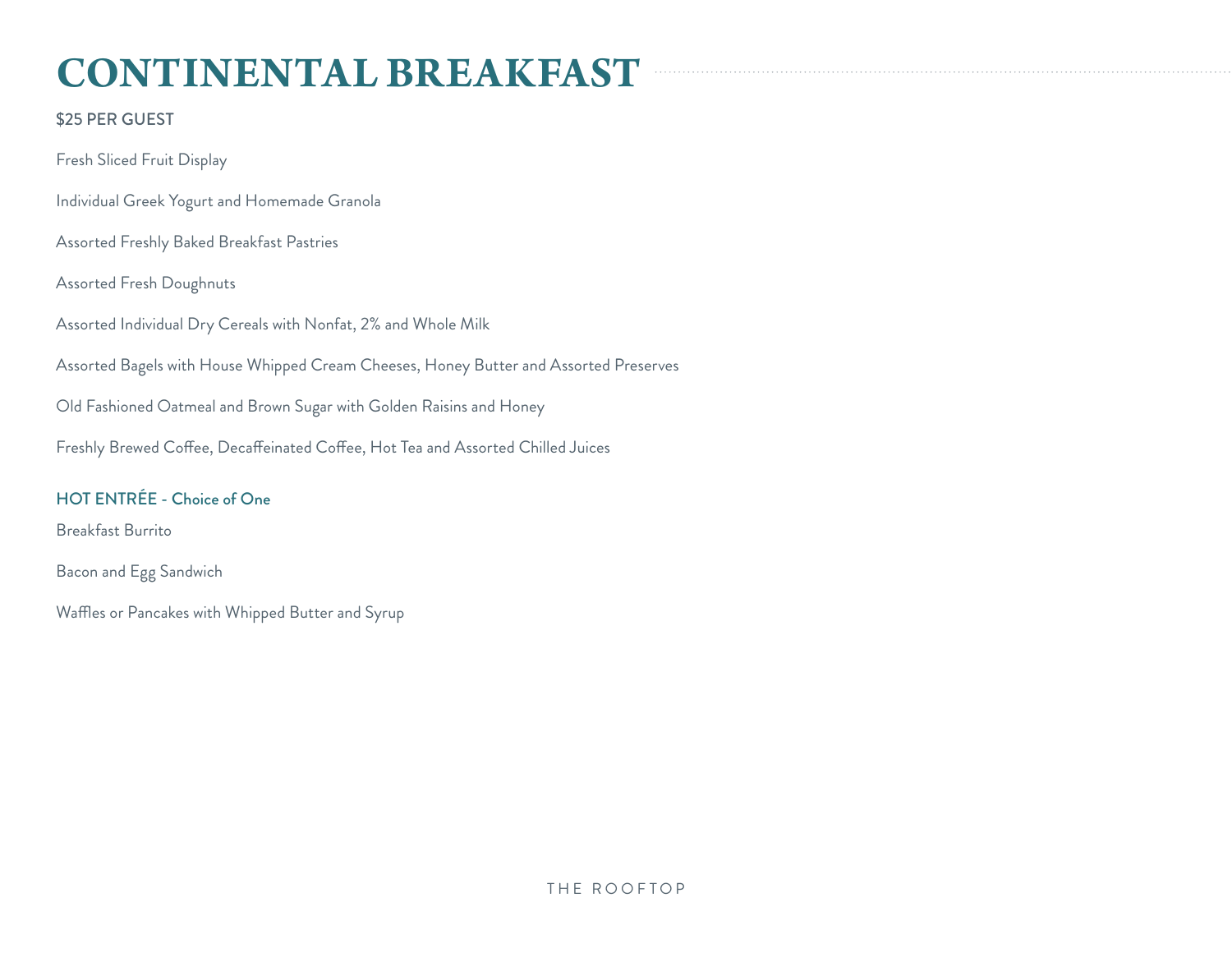# CONTINENTAL BREAKFAST

$25 PER GUEST

Fresh Sliced Fruit Display

Individual Greek Yogurt and Homemade Granola

Assorted Freshly Baked Breakfast Pastries

Assorted Fresh Doughnuts

Assorted Individual Dry Cereals with Nonfat, 2% and Whole Milk

Assorted Bagels with House Whipped Cream Cheeses, Honey Butter and Assorted Preserves

Old Fashioned Oatmeal and Brown Sugar with Golden Raisins and Honey

Freshly Brewed Coffee, Decaffeinated Coffee, Hot Tea and Assorted Chilled Juices

## HOT ENTRÉE - Choice of One

Breakfast Burrito

Bacon and Egg Sandwich

Waffles or Pancakes with Whipped Butter and Syrup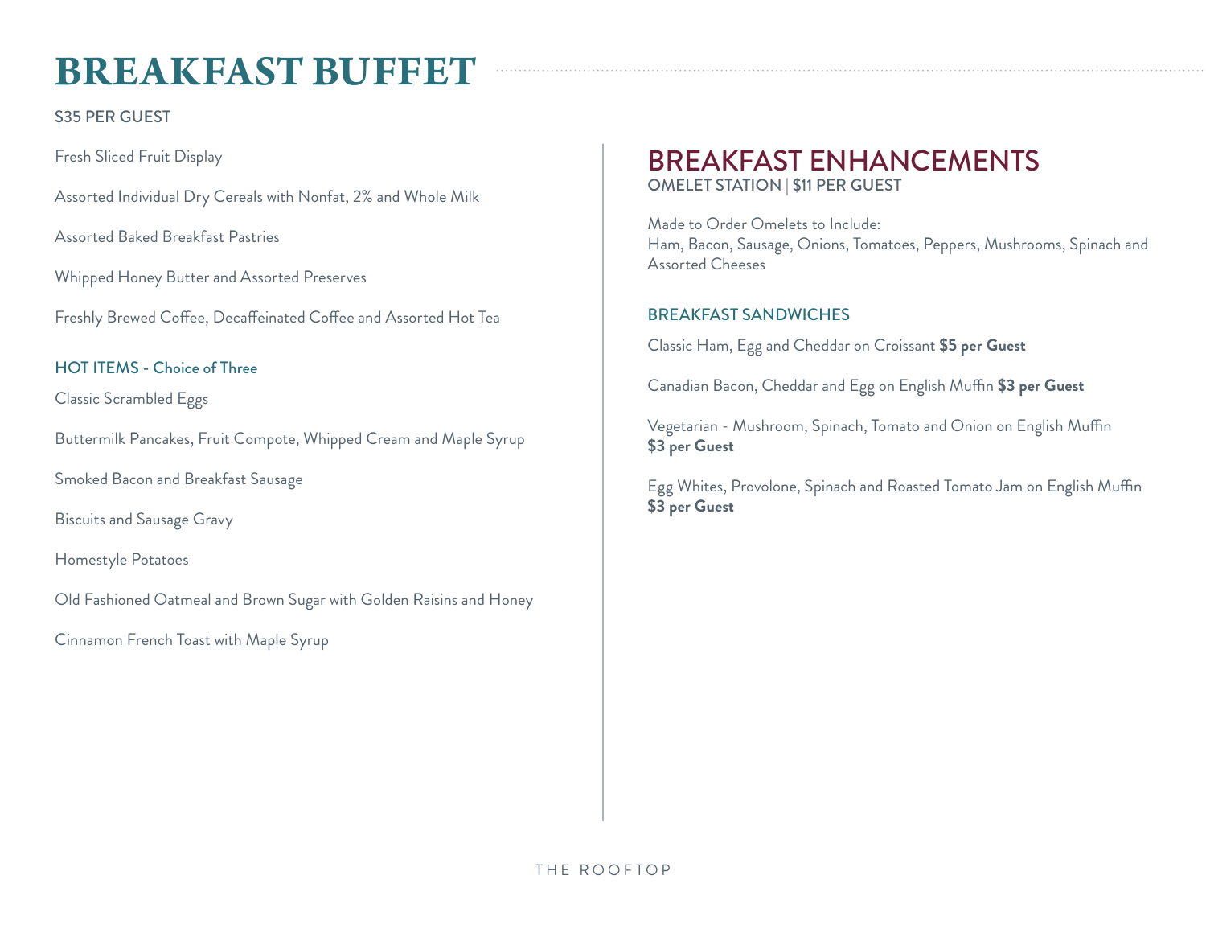# BREAKFAST BUFFET

$35 PER GUEST

Fresh Sliced Fruit Display

Assorted Individual Dry Cereals with Nonfat, 2% and Whole Milk

Assorted Baked Breakfast Pastries

Whipped Honey Butter and Assorted Preserves

Freshly Brewed Coffee, Decaffeinated Coffee and Assorted Hot Tea

### HOT ITEMS - Choice of Three

Classic Scrambled Eggs

Buttermilk Pancakes, Fruit Compote, Whipped Cream and Maple Syrup

Smoked Bacon and Breakfast Sausage

Biscuits and Sausage Gravy

Homestyle Potatoes

Old Fashioned Oatmeal and Brown Sugar with Golden Raisins and Honey

Cinnamon French Toast with Maple Syrup

## BREAKFAST ENHANCEMENTS

OMELET STATION | $11 PER GUEST

Made to Order Omelets to Include:
Ham, Bacon, Sausage, Onions, Tomatoes, Peppers, Mushrooms, Spinach and Assorted Cheeses

### BREAKFAST SANDWICHES

Classic Ham, Egg and Cheddar on Croissant **$5 per Guest**

Canadian Bacon, Cheddar and Egg on English Muffin **$3 per Guest**

Vegetarian - Mushroom, Spinach, Tomato and Onion on English Muffin **$3 per Guest**

Egg Whites, Provolone, Spinach and Roasted Tomato Jam on English Muffin **$3 per Guest**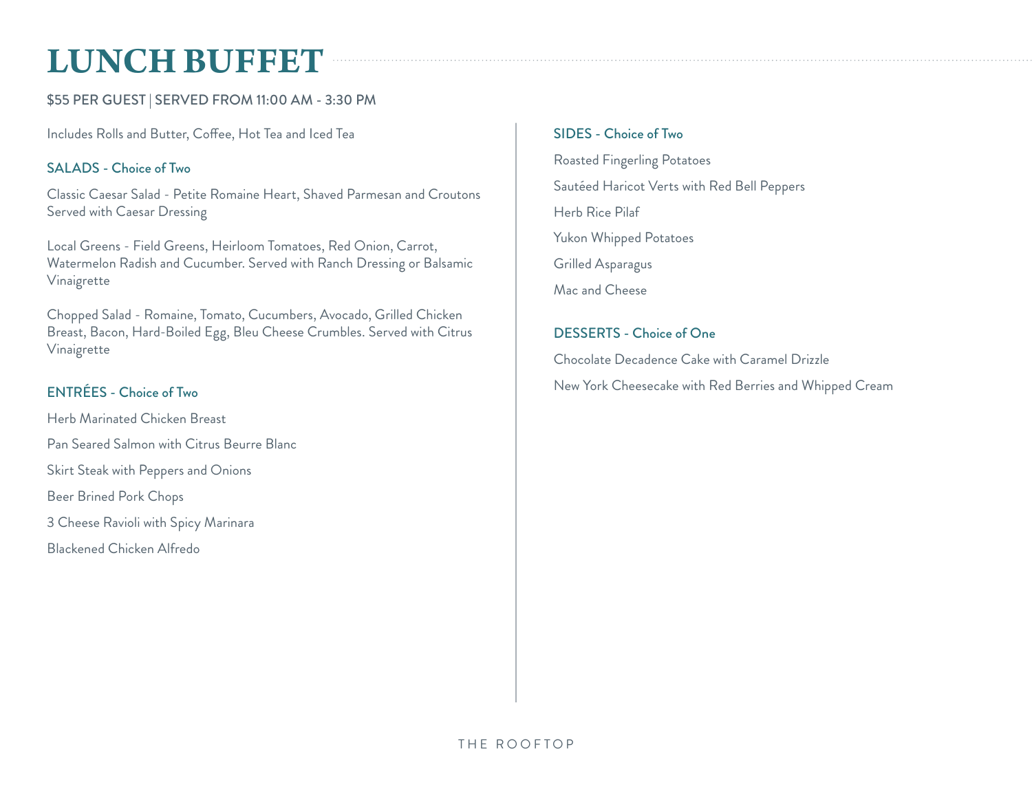# LUNCH BUFFET

$55 PER GUEST | SERVED FROM 11:00 AM - 3:30 PM

Includes Rolls and Butter, Coffee, Hot Tea and Iced Tea

### SALADS - Choice of Two

Classic Caesar Salad - Petite Romaine Heart, Shaved Parmesan and Croutons Served with Caesar Dressing

Local Greens - Field Greens, Heirloom Tomatoes, Red Onion, Carrot, Watermelon Radish and Cucumber. Served with Ranch Dressing or Balsamic Vinaigrette

Chopped Salad - Romaine, Tomato, Cucumbers, Avocado, Grilled Chicken Breast, Bacon, Hard-Boiled Egg, Bleu Cheese Crumbles. Served with Citrus Vinaigrette

### ENTRÉES - Choice of Two

Herb Marinated Chicken Breast

Pan Seared Salmon with Citrus Beurre Blanc

Skirt Steak with Peppers and Onions

Beer Brined Pork Chops

3 Cheese Ravioli with Spicy Marinara

Blackened Chicken Alfredo

### SIDES - Choice of Two

Roasted Fingerling Potatoes

Sautéed Haricot Verts with Red Bell Peppers

Herb Rice Pilaf

Yukon Whipped Potatoes

Grilled Asparagus

Mac and Cheese

### DESSERTS - Choice of One

Chocolate Decadence Cake with Caramel Drizzle

New York Cheesecake with Red Berries and Whipped Cream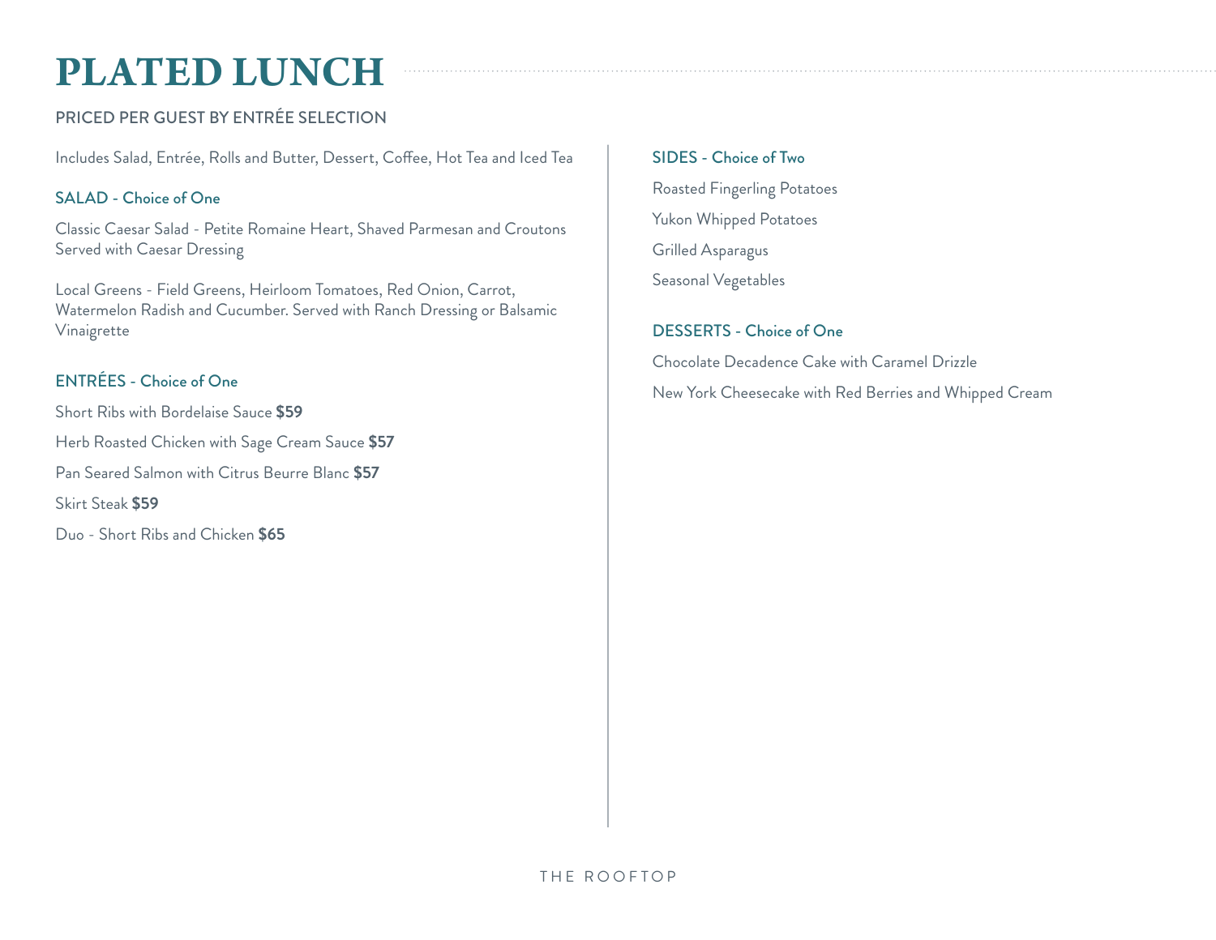# PLATED LUNCH

PRICED PER GUEST BY ENTRÉE SELECTION

Includes Salad, Entrée, Rolls and Butter, Dessert, Coffee, Hot Tea and Iced Tea

## SALAD - Choice of One

Classic Caesar Salad - Petite Romaine Heart, Shaved Parmesan and Croutons Served with Caesar Dressing

Local Greens - Field Greens, Heirloom Tomatoes, Red Onion, Carrot, Watermelon Radish and Cucumber. Served with Ranch Dressing or Balsamic Vinaigrette

## ENTRÉES - Choice of One

Short Ribs with Bordelaise Sauce **$59**

Herb Roasted Chicken with Sage Cream Sauce **$57**

Pan Seared Salmon with Citrus Beurre Blanc **$57**

Skirt Steak **$59**

Duo - Short Ribs and Chicken **$65**

## SIDES - Choice of Two

Roasted Fingerling Potatoes

Yukon Whipped Potatoes

Grilled Asparagus

Seasonal Vegetables

## DESSERTS - Choice of One

Chocolate Decadence Cake with Caramel Drizzle

New York Cheesecake with Red Berries and Whipped Cream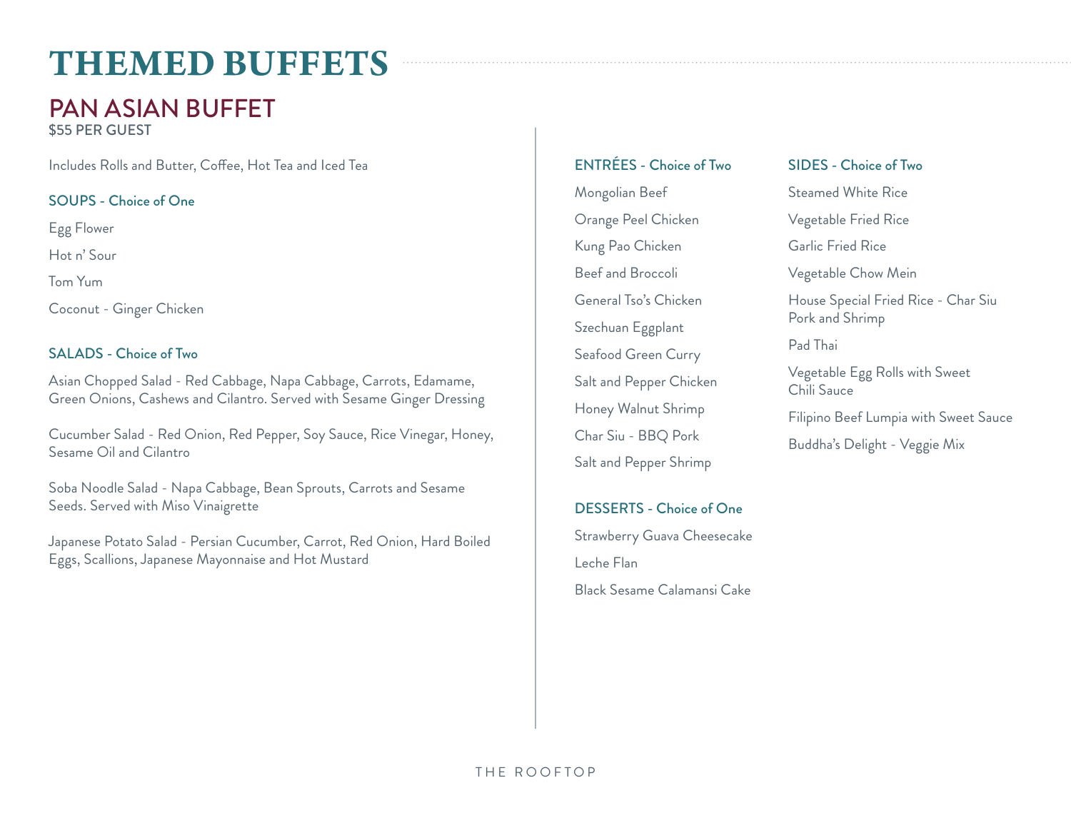# THEMED BUFFETS

## PAN ASIAN BUFFET

$55 PER GUEST

Includes Rolls and Butter, Coffee, Hot Tea and Iced Tea

### SOUPS - Choice of One

Egg Flower

Hot n' Sour

Tom Yum

Coconut - Ginger Chicken

### SALADS - Choice of Two

Asian Chopped Salad - Red Cabbage, Napa Cabbage, Carrots, Edamame, Green Onions, Cashews and Cilantro. Served with Sesame Ginger Dressing

Cucumber Salad - Red Onion, Red Pepper, Soy Sauce, Rice Vinegar, Honey, Sesame Oil and Cilantro

Soba Noodle Salad - Napa Cabbage, Bean Sprouts, Carrots and Sesame Seeds. Served with Miso Vinaigrette

Japanese Potato Salad - Persian Cucumber, Carrot, Red Onion, Hard Boiled Eggs, Scallions, Japanese Mayonnaise and Hot Mustard

### ENTRÉES - Choice of Two

Mongolian Beef

Orange Peel Chicken

Kung Pao Chicken

Beef and Broccoli

General Tso's Chicken

Szechuan Eggplant

Seafood Green Curry

Salt and Pepper Chicken

Honey Walnut Shrimp

Char Siu - BBQ Pork

Salt and Pepper Shrimp

### DESSERTS - Choice of One

Strawberry Guava Cheesecake

Leche Flan

Black Sesame Calamansi Cake

### SIDES - Choice of Two

Steamed White Rice

Vegetable Fried Rice

Garlic Fried Rice

Vegetable Chow Mein

House Special Fried Rice - Char Siu Pork and Shrimp

Pad Thai

Vegetable Egg Rolls with Sweet Chili Sauce

Filipino Beef Lumpia with Sweet Sauce

Buddha's Delight - Veggie Mix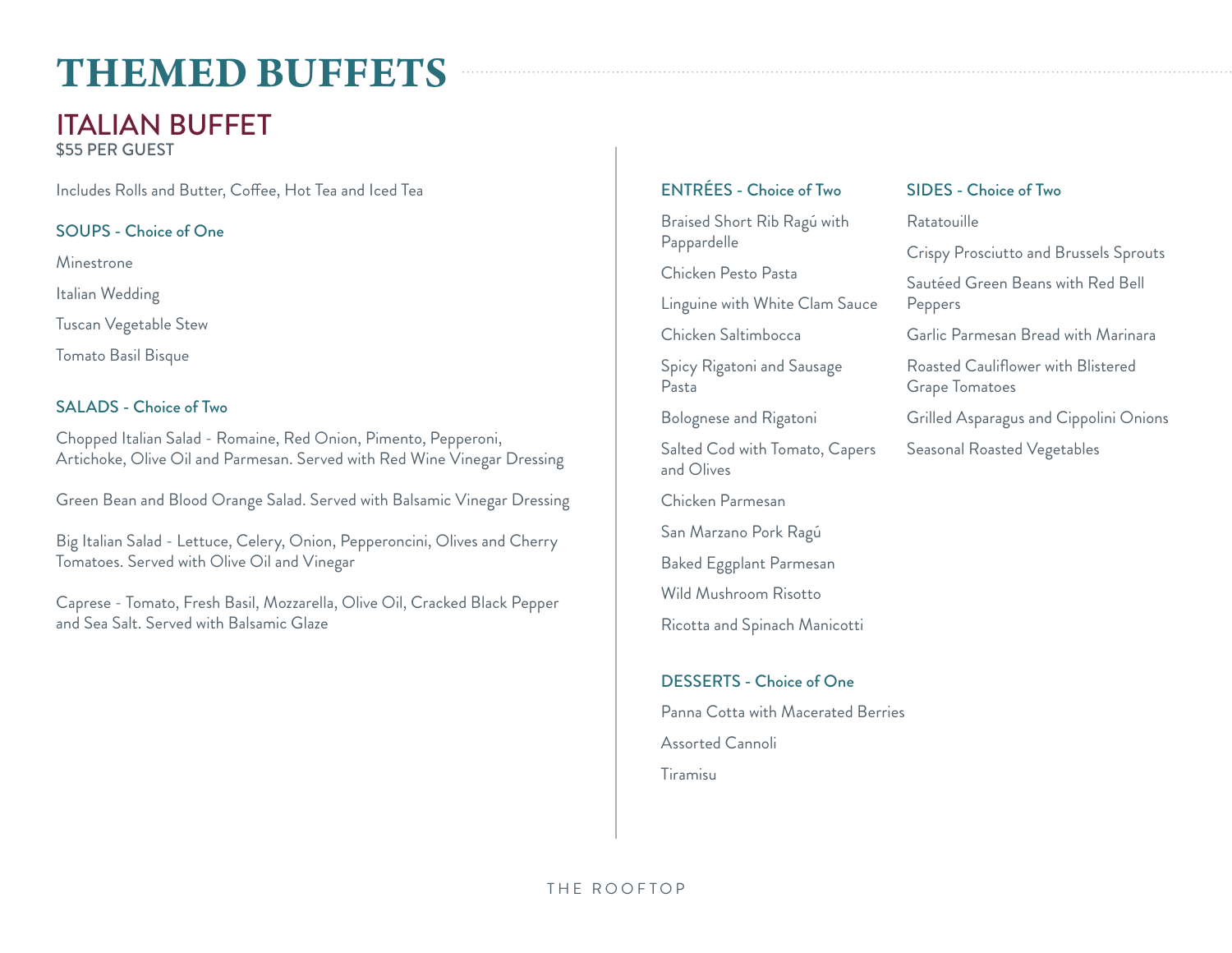# THEMED BUFFETS

## ITALIAN BUFFET

$55 PER GUEST

Includes Rolls and Butter, Coffee, Hot Tea and Iced Tea

### SOUPS - Choice of One

Minestrone

Italian Wedding

Tuscan Vegetable Stew

Tomato Basil Bisque

### SALADS - Choice of Two

Chopped Italian Salad - Romaine, Red Onion, Pimento, Pepperoni, Artichoke, Olive Oil and Parmesan. Served with Red Wine Vinegar Dressing

Green Bean and Blood Orange Salad. Served with Balsamic Vinegar Dressing

Big Italian Salad - Lettuce, Celery, Onion, Pepperoncini, Olives and Cherry Tomatoes. Served with Olive Oil and Vinegar

Caprese - Tomato, Fresh Basil, Mozzarella, Olive Oil, Cracked Black Pepper and Sea Salt. Served with Balsamic Glaze

### ENTRÉES - Choice of Two

Braised Short Rib Ragú with Pappardelle

Chicken Pesto Pasta

Linguine with White Clam Sauce

Chicken Saltimbocca

Spicy Rigatoni and Sausage Pasta

Bolognese and Rigatoni

Salted Cod with Tomato, Capers and Olives

Chicken Parmesan

San Marzano Pork Ragú

Baked Eggplant Parmesan

Wild Mushroom Risotto

Ricotta and Spinach Manicotti

### SIDES - Choice of Two

Ratatouille

Crispy Prosciutto and Brussels Sprouts

Sautéed Green Beans with Red Bell Peppers

Garlic Parmesan Bread with Marinara

Roasted Cauliflower with Blistered Grape Tomatoes

Grilled Asparagus and Cippolini Onions

Seasonal Roasted Vegetables

### DESSERTS - Choice of One

Panna Cotta with Macerated Berries

Assorted Cannoli

Tiramisu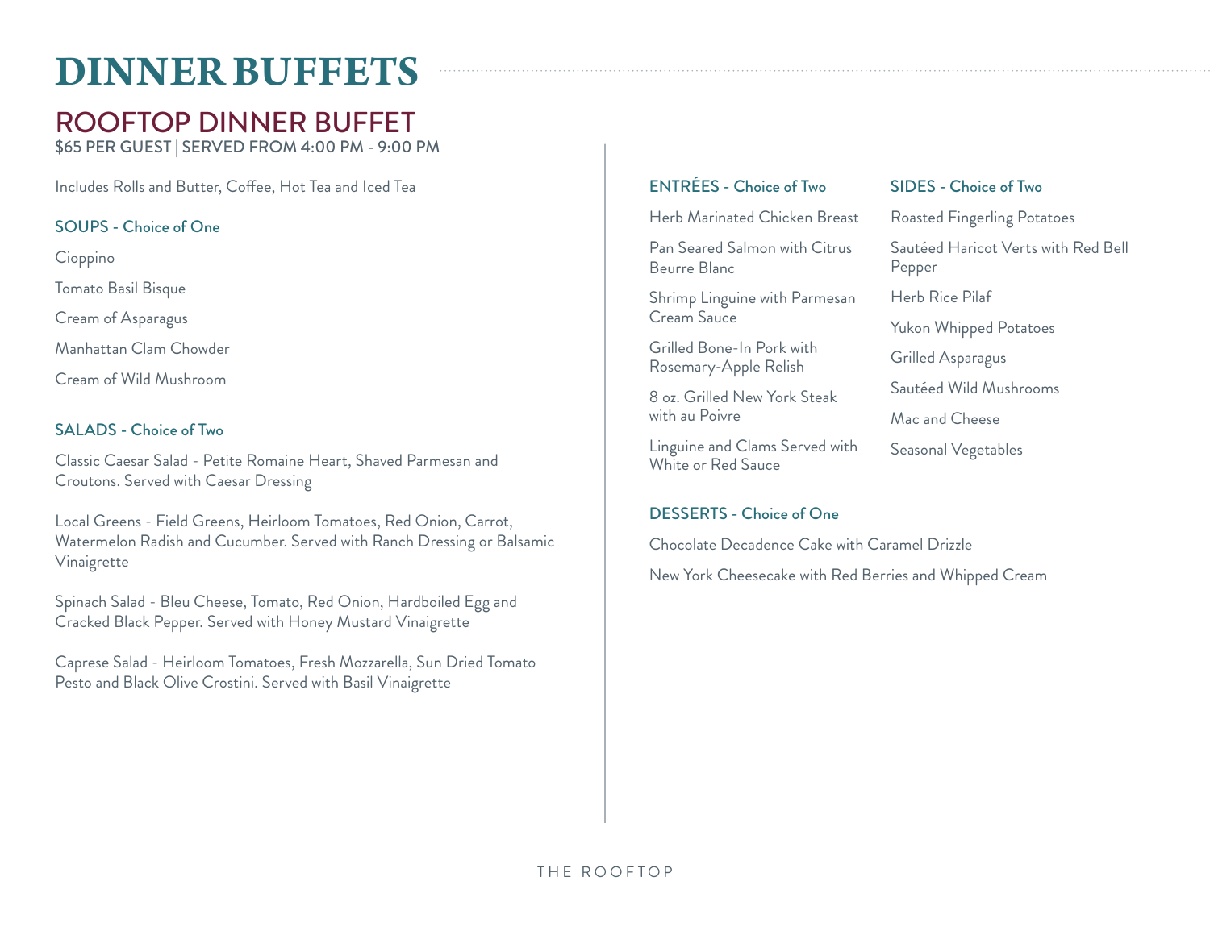# DINNER BUFFETS

## ROOFTOP DINNER BUFFET

$65 PER GUEST | SERVED FROM 4:00 PM - 9:00 PM

Includes Rolls and Butter, Coffee, Hot Tea and Iced Tea

### SOUPS - Choice of One

Cioppino

Tomato Basil Bisque

Cream of Asparagus

Manhattan Clam Chowder

Cream of Wild Mushroom

### SALADS - Choice of Two

Classic Caesar Salad - Petite Romaine Heart, Shaved Parmesan and Croutons. Served with Caesar Dressing

Local Greens - Field Greens, Heirloom Tomatoes, Red Onion, Carrot, Watermelon Radish and Cucumber. Served with Ranch Dressing or Balsamic Vinaigrette

Spinach Salad - Bleu Cheese, Tomato, Red Onion, Hardboiled Egg and Cracked Black Pepper. Served with Honey Mustard Vinaigrette

Caprese Salad - Heirloom Tomatoes, Fresh Mozzarella, Sun Dried Tomato Pesto and Black Olive Crostini. Served with Basil Vinaigrette

### ENTRÉES - Choice of Two

Herb Marinated Chicken Breast

Pan Seared Salmon with Citrus Beurre Blanc

Shrimp Linguine with Parmesan Cream Sauce

Grilled Bone-In Pork with Rosemary-Apple Relish

8 oz. Grilled New York Steak with au Poivre

Linguine and Clams Served with White or Red Sauce

### SIDES - Choice of Two

Roasted Fingerling Potatoes

Sautéed Haricot Verts with Red Bell Pepper

Herb Rice Pilaf

Yukon Whipped Potatoes

Grilled Asparagus

Sautéed Wild Mushrooms

Mac and Cheese

Seasonal Vegetables

### DESSERTS - Choice of One

Chocolate Decadence Cake with Caramel Drizzle

New York Cheesecake with Red Berries and Whipped Cream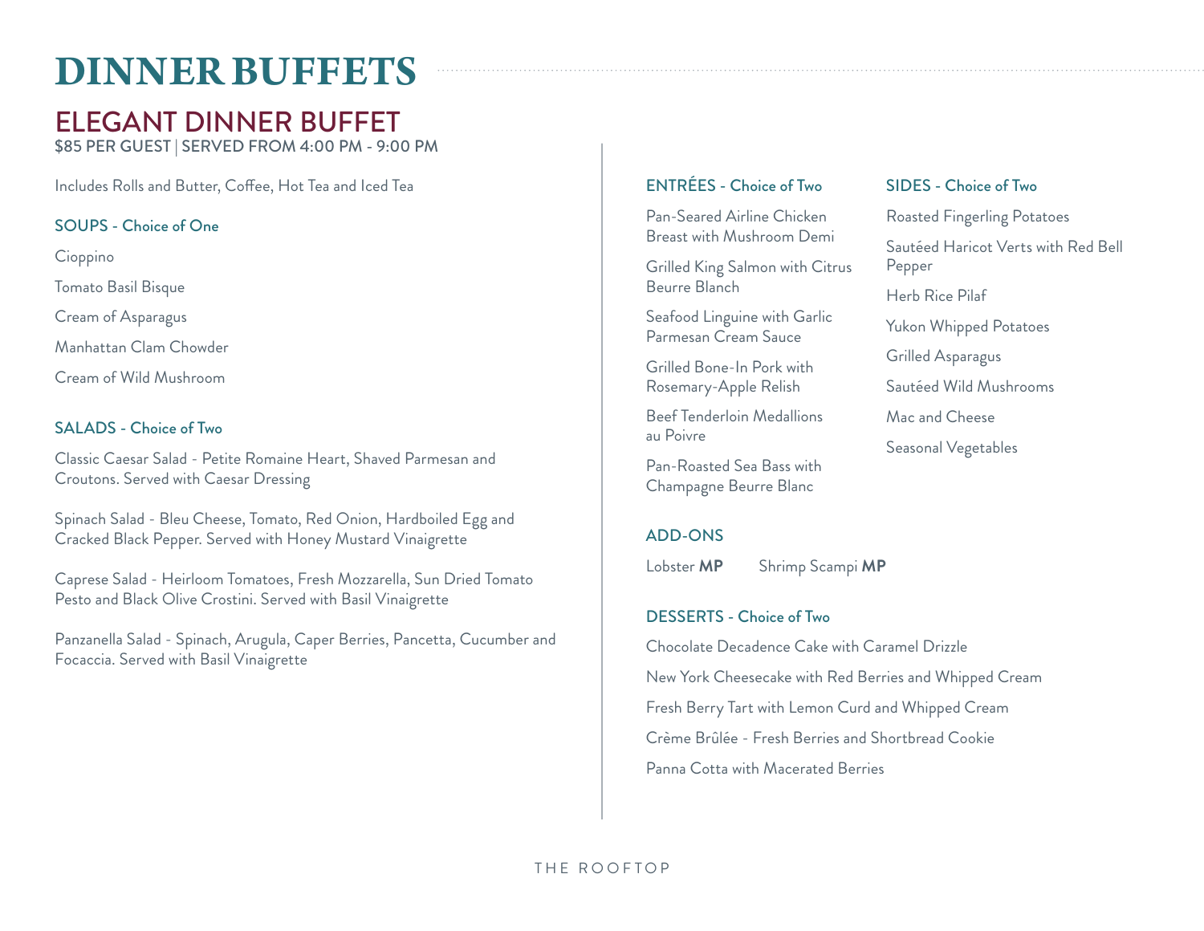# DINNER BUFFETS

## ELEGANT DINNER BUFFET

$85 PER GUEST | SERVED FROM 4:00 PM - 9:00 PM

Includes Rolls and Butter, Coffee, Hot Tea and Iced Tea

### SOUPS - Choice of One

Cioppino

Tomato Basil Bisque

Cream of Asparagus

Manhattan Clam Chowder

Cream of Wild Mushroom

### SALADS - Choice of Two

Classic Caesar Salad - Petite Romaine Heart, Shaved Parmesan and Croutons. Served with Caesar Dressing

Spinach Salad - Bleu Cheese, Tomato, Red Onion, Hardboiled Egg and Cracked Black Pepper. Served with Honey Mustard Vinaigrette

Caprese Salad - Heirloom Tomatoes, Fresh Mozzarella, Sun Dried Tomato Pesto and Black Olive Crostini. Served with Basil Vinaigrette

Panzanella Salad - Spinach, Arugula, Caper Berries, Pancetta, Cucumber and Focaccia. Served with Basil Vinaigrette

### ENTRÉES - Choice of Two

Pan-Seared Airline Chicken Breast with Mushroom Demi

Grilled King Salmon with Citrus Beurre Blanch

Seafood Linguine with Garlic Parmesan Cream Sauce

Grilled Bone-In Pork with Rosemary-Apple Relish

Beef Tenderloin Medallions au Poivre

Pan-Roasted Sea Bass with Champagne Beurre Blanc

### SIDES - Choice of Two

Roasted Fingerling Potatoes

Sautéed Haricot Verts with Red Bell Pepper

Herb Rice Pilaf

Yukon Whipped Potatoes

Grilled Asparagus

Sautéed Wild Mushrooms

Mac and Cheese

Seasonal Vegetables

### ADD-ONS

Lobster **MP**

Shrimp Scampi **MP**

### DESSERTS - Choice of Two

Chocolate Decadence Cake with Caramel Drizzle

New York Cheesecake with Red Berries and Whipped Cream

Fresh Berry Tart with Lemon Curd and Whipped Cream

Crème Brûlée - Fresh Berries and Shortbread Cookie

Panna Cotta with Macerated Berries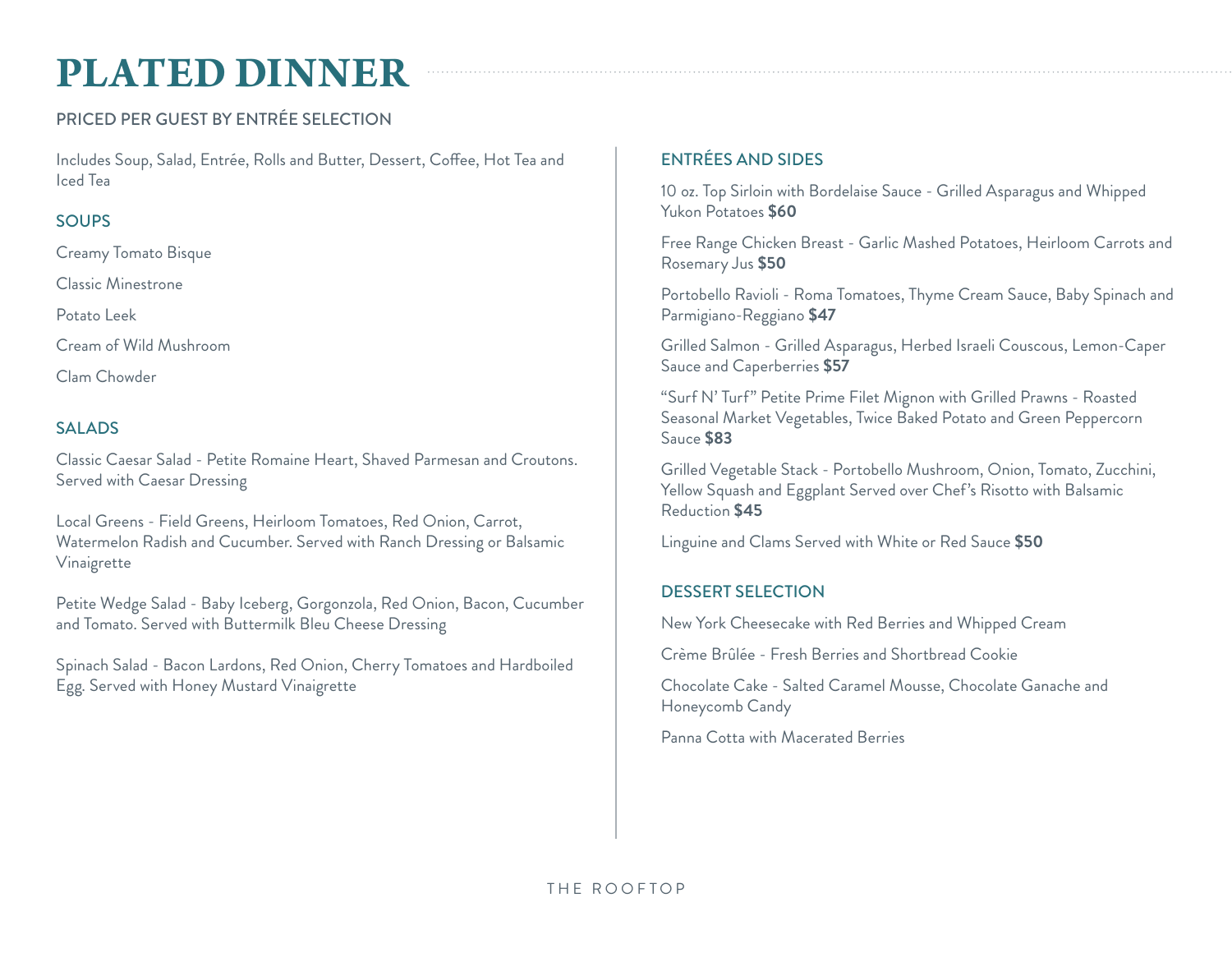# PLATED DINNER

PRICED PER GUEST BY ENTRÉE SELECTION

Includes Soup, Salad, Entrée, Rolls and Butter, Dessert, Coffee, Hot Tea and Iced Tea

## SOUPS

Creamy Tomato Bisque

Classic Minestrone

Potato Leek

Cream of Wild Mushroom

Clam Chowder

## SALADS

Classic Caesar Salad - Petite Romaine Heart, Shaved Parmesan and Croutons. Served with Caesar Dressing

Local Greens - Field Greens, Heirloom Tomatoes, Red Onion, Carrot, Watermelon Radish and Cucumber. Served with Ranch Dressing or Balsamic Vinaigrette

Petite Wedge Salad - Baby Iceberg, Gorgonzola, Red Onion, Bacon, Cucumber and Tomato. Served with Buttermilk Bleu Cheese Dressing

Spinach Salad - Bacon Lardons, Red Onion, Cherry Tomatoes and Hardboiled Egg. Served with Honey Mustard Vinaigrette

## ENTRÉES AND SIDES

10 oz. Top Sirloin with Bordelaise Sauce - Grilled Asparagus and Whipped Yukon Potatoes **$60**

Free Range Chicken Breast - Garlic Mashed Potatoes, Heirloom Carrots and Rosemary Jus **$50**

Portobello Ravioli - Roma Tomatoes, Thyme Cream Sauce, Baby Spinach and Parmigiano-Reggiano **$47**

Grilled Salmon - Grilled Asparagus, Herbed Israeli Couscous, Lemon-Caper Sauce and Caperberries **$57**

"Surf N' Turf" Petite Prime Filet Mignon with Grilled Prawns - Roasted Seasonal Market Vegetables, Twice Baked Potato and Green Peppercorn Sauce **$83**

Grilled Vegetable Stack - Portobello Mushroom, Onion, Tomato, Zucchini, Yellow Squash and Eggplant Served over Chef's Risotto with Balsamic Reduction **$45**

Linguine and Clams Served with White or Red Sauce **$50**

## DESSERT SELECTION

New York Cheesecake with Red Berries and Whipped Cream

Crème Brûlée - Fresh Berries and Shortbread Cookie

Chocolate Cake - Salted Caramel Mousse, Chocolate Ganache and Honeycomb Candy

Panna Cotta with Macerated Berries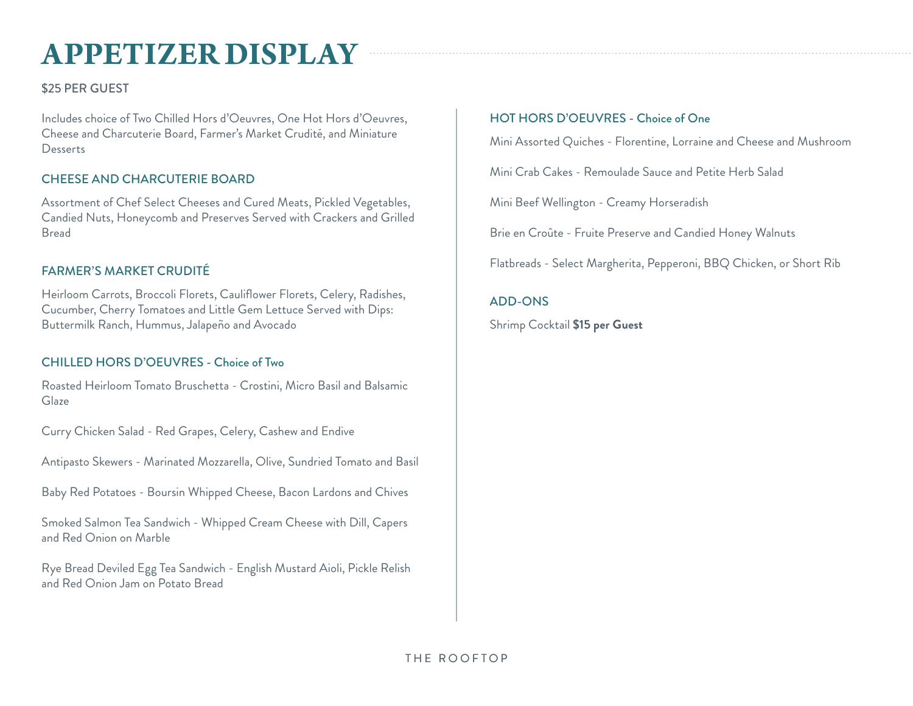# APPETIZER DISPLAY

$25 PER GUEST

Includes choice of Two Chilled Hors d'Oeuvres, One Hot Hors d'Oeuvres, Cheese and Charcuterie Board, Farmer's Market Crudité, and Miniature Desserts

## CHEESE AND CHARCUTERIE BOARD

Assortment of Chef Select Cheeses and Cured Meats, Pickled Vegetables, Candied Nuts, Honeycomb and Preserves Served with Crackers and Grilled Bread

## FARMER'S MARKET CRUDITÉ

Heirloom Carrots, Broccoli Florets, Cauliflower Florets, Celery, Radishes, Cucumber, Cherry Tomatoes and Little Gem Lettuce Served with Dips: Buttermilk Ranch, Hummus, Jalapeño and Avocado

## CHILLED HORS D'OEUVRES - Choice of Two

Roasted Heirloom Tomato Bruschetta - Crostini, Micro Basil and Balsamic Glaze

Curry Chicken Salad - Red Grapes, Celery, Cashew and Endive

Antipasto Skewers - Marinated Mozzarella, Olive, Sundried Tomato and Basil

Baby Red Potatoes - Boursin Whipped Cheese, Bacon Lardons and Chives

Smoked Salmon Tea Sandwich - Whipped Cream Cheese with Dill, Capers and Red Onion on Marble

Rye Bread Deviled Egg Tea Sandwich - English Mustard Aioli, Pickle Relish and Red Onion Jam on Potato Bread

## HOT HORS D'OEUVRES - Choice of One

Mini Assorted Quiches - Florentine, Lorraine and Cheese and Mushroom

Mini Crab Cakes - Remoulade Sauce and Petite Herb Salad

Mini Beef Wellington - Creamy Horseradish

Brie en Croûte - Fruite Preserve and Candied Honey Walnuts

Flatbreads - Select Margherita, Pepperoni, BBQ Chicken, or Short Rib

## ADD-ONS

Shrimp Cocktail **$15 per Guest**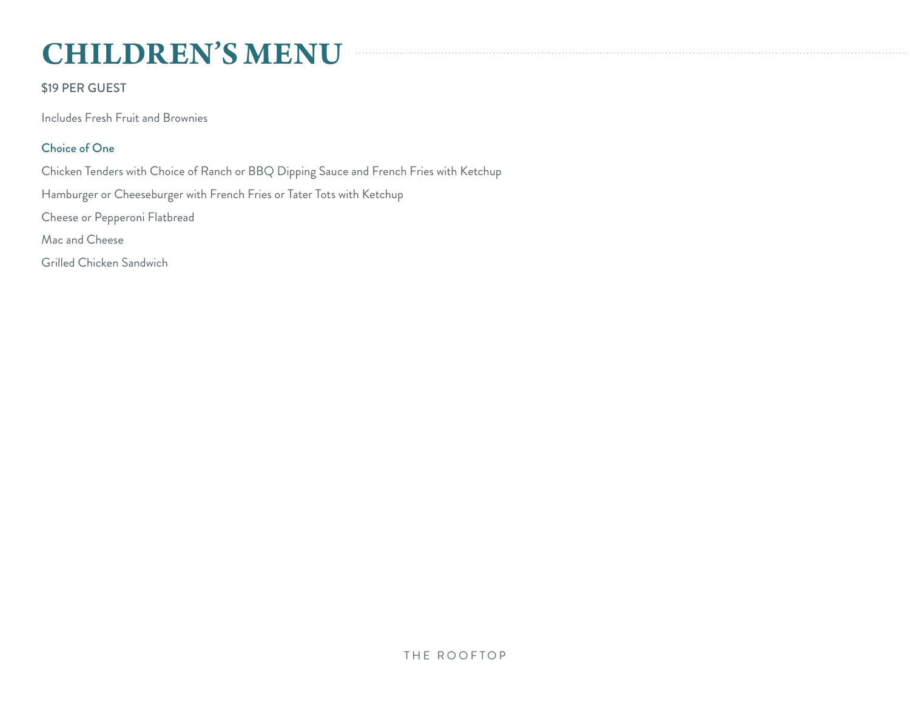# CHILDREN'S MENU

$19 PER GUEST

Includes Fresh Fruit and Brownies

### Choice of One

Chicken Tenders with Choice of Ranch or BBQ Dipping Sauce and French Fries with Ketchup

Hamburger or Cheeseburger with French Fries or Tater Tots with Ketchup

Cheese or Pepperoni Flatbread

Mac and Cheese

Grilled Chicken Sandwich